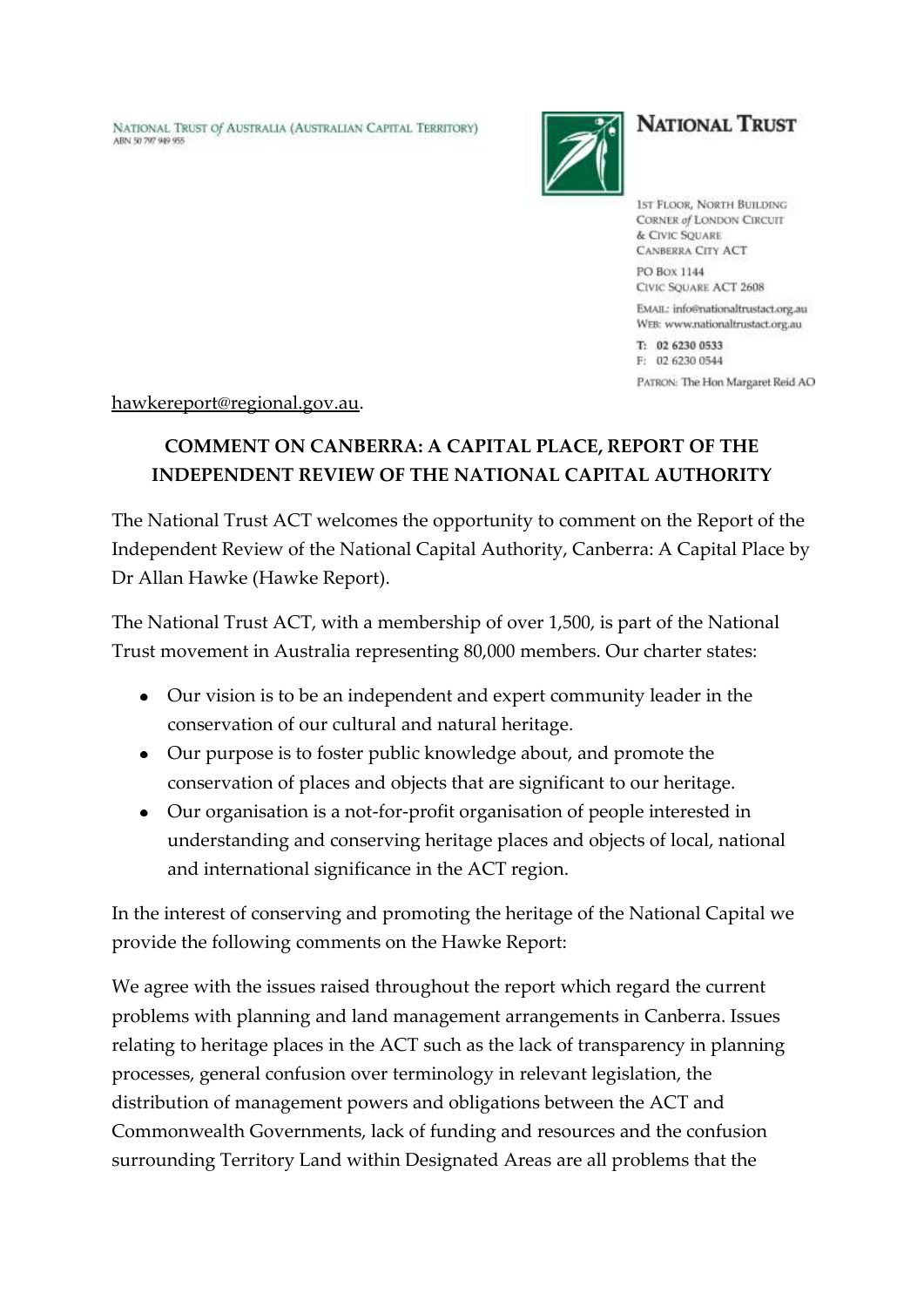NATIONAL TRUST OF AUSTRALIA (AUSTRALIAN CAPITAL TERRITORY)
ABN 50 797 949 955

**NATIONAL TRUST**

1ST FLOOR, NORTH BUILDING
CORNER of LONDON CIRCUIT
& CIVIC SQUARE
CANBERRA CITY ACT

PO BOX 1144
CIVIC SQUARE ACT 2608

EMAIL: info@nationaltrustact.org.au
WEB: www.nationaltrustact.org.au

T: 02 6230 0533
F: 02 6230 0544

PATRON: The Hon Margaret Reid AO

hawkereport@regional.gov.au.

## COMMENT ON CANBERRA: A CAPITAL PLACE, REPORT OF THE INDEPENDENT REVIEW OF THE NATIONAL CAPITAL AUTHORITY

The National Trust ACT welcomes the opportunity to comment on the Report of the Independent Review of the National Capital Authority, Canberra: A Capital Place by Dr Allan Hawke (Hawke Report).

The National Trust ACT, with a membership of over 1,500, is part of the National Trust movement in Australia representing 80,000 members. Our charter states:

- Our vision is to be an independent and expert community leader in the conservation of our cultural and natural heritage.
- Our purpose is to foster public knowledge about, and promote the conservation of places and objects that are significant to our heritage.
- Our organisation is a not-for-profit organisation of people interested in understanding and conserving heritage places and objects of local, national and international significance in the ACT region.

In the interest of conserving and promoting the heritage of the National Capital we provide the following comments on the Hawke Report:

We agree with the issues raised throughout the report which regard the current problems with planning and land management arrangements in Canberra. Issues relating to heritage places in the ACT such as the lack of transparency in planning processes, general confusion over terminology in relevant legislation, the distribution of management powers and obligations between the ACT and Commonwealth Governments, lack of funding and resources and the confusion surrounding Territory Land within Designated Areas are all problems that the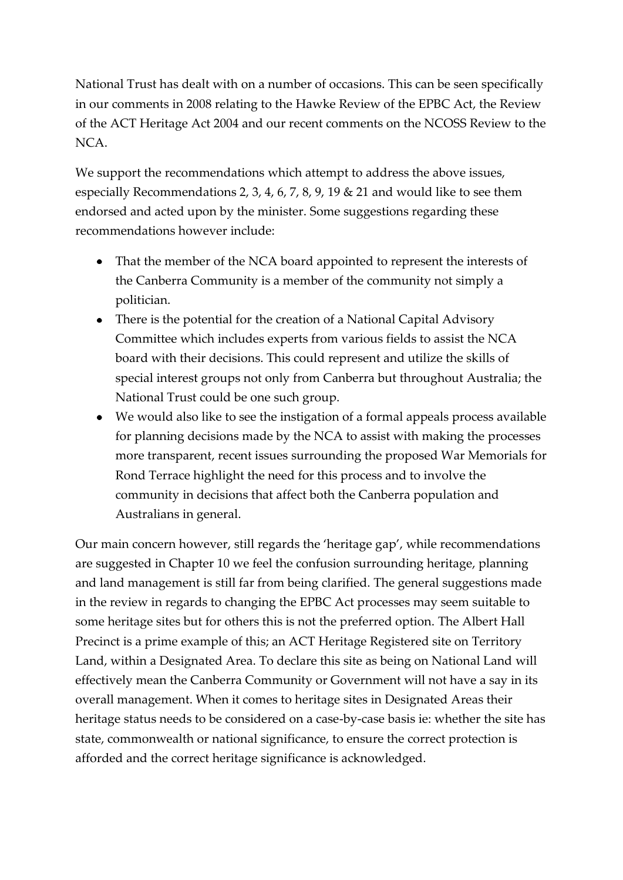National Trust has dealt with on a number of occasions. This can be seen specifically in our comments in 2008 relating to the Hawke Review of the EPBC Act, the Review of the ACT Heritage Act 2004 and our recent comments on the NCOSS Review to the NCA.

We support the recommendations which attempt to address the above issues, especially Recommendations 2, 3, 4, 6, 7, 8, 9, 19 & 21 and would like to see them endorsed and acted upon by the minister. Some suggestions regarding these recommendations however include:

- That the member of the NCA board appointed to represent the interests of the Canberra Community is a member of the community not simply a politician.
- There is the potential for the creation of a National Capital Advisory Committee which includes experts from various fields to assist the NCA board with their decisions. This could represent and utilize the skills of special interest groups not only from Canberra but throughout Australia; the National Trust could be one such group.
- We would also like to see the instigation of a formal appeals process available for planning decisions made by the NCA to assist with making the processes more transparent, recent issues surrounding the proposed War Memorials for Rond Terrace highlight the need for this process and to involve the community in decisions that affect both the Canberra population and Australians in general.

Our main concern however, still regards the 'heritage gap', while recommendations are suggested in Chapter 10 we feel the confusion surrounding heritage, planning and land management is still far from being clarified. The general suggestions made in the review in regards to changing the EPBC Act processes may seem suitable to some heritage sites but for others this is not the preferred option. The Albert Hall Precinct is a prime example of this; an ACT Heritage Registered site on Territory Land, within a Designated Area. To declare this site as being on National Land will effectively mean the Canberra Community or Government will not have a say in its overall management. When it comes to heritage sites in Designated Areas their heritage status needs to be considered on a case-by-case basis ie: whether the site has state, commonwealth or national significance, to ensure the correct protection is afforded and the correct heritage significance is acknowledged.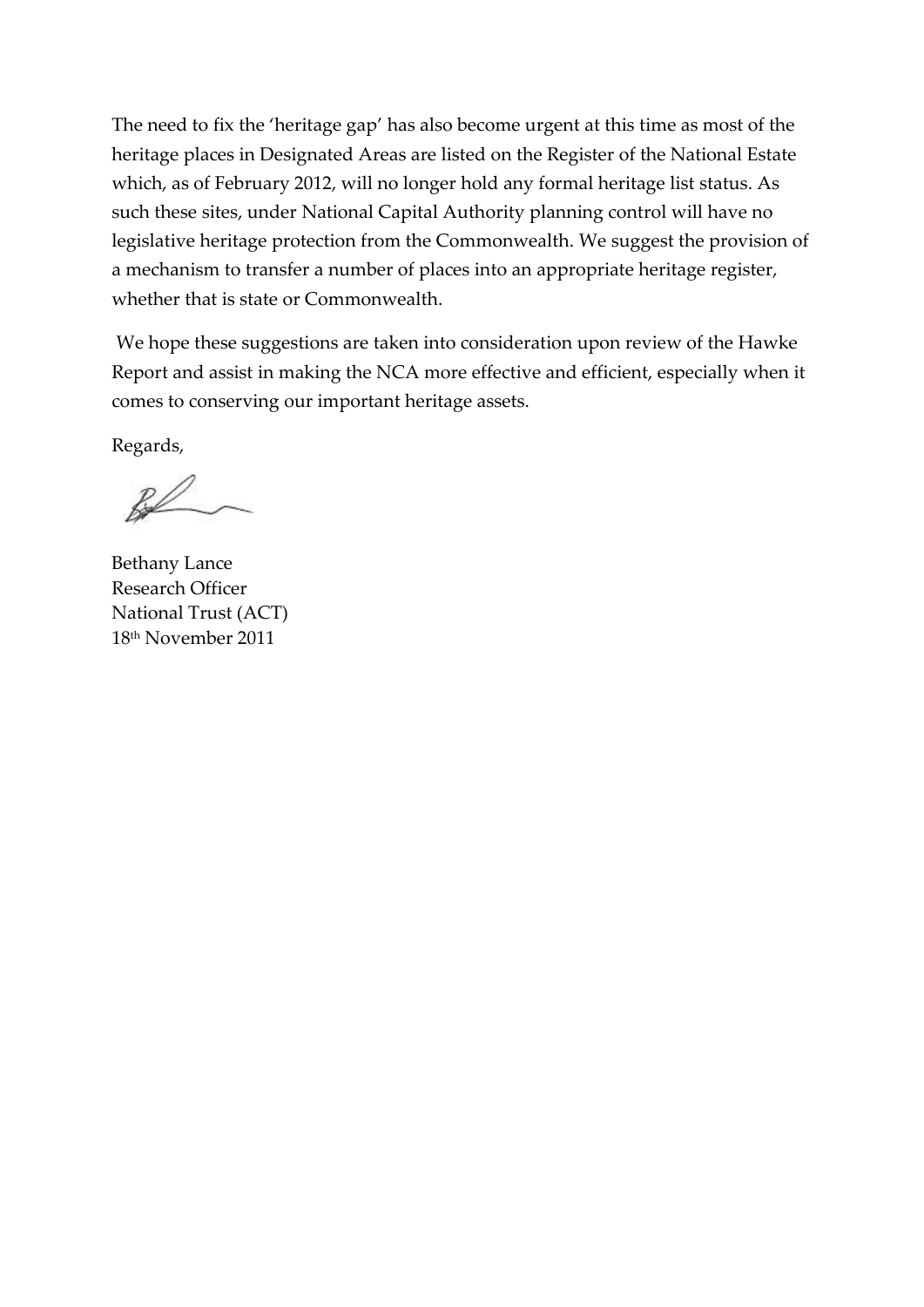The need to fix the 'heritage gap' has also become urgent at this time as most of the heritage places in Designated Areas are listed on the Register of the National Estate which, as of February 2012, will no longer hold any formal heritage list status. As such these sites, under National Capital Authority planning control will have no legislative heritage protection from the Commonwealth. We suggest the provision of a mechanism to transfer a number of places into an appropriate heritage register, whether that is state or Commonwealth.

We hope these suggestions are taken into consideration upon review of the Hawke Report and assist in making the NCA more effective and efficient, especially when it comes to conserving our important heritage assets.

Regards,

Bethany Lance
Research Officer
National Trust (ACT)
18th November 2011